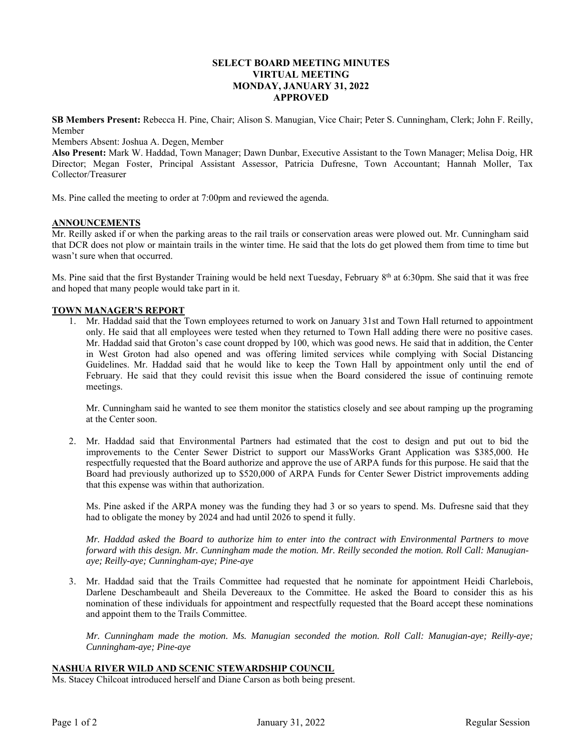# SELECT BOARD MEETING MINUTES
# VIRTUAL MEETING
# MONDAY, JANUARY 31, 2022
# APPROVED

**SB Members Present:** Rebecca H. Pine, Chair; Alison S. Manugian, Vice Chair; Peter S. Cunningham, Clerk; John F. Reilly, Member

Members Absent: Joshua A. Degen, Member

**Also Present:** Mark W. Haddad, Town Manager; Dawn Dunbar, Executive Assistant to the Town Manager; Melisa Doig, HR Director; Megan Foster, Principal Assistant Assessor, Patricia Dufresne, Town Accountant; Hannah Moller, Tax Collector/Treasurer

Ms. Pine called the meeting to order at 7:00pm and reviewed the agenda.

## ANNOUNCEMENTS

Mr. Reilly asked if or when the parking areas to the rail trails or conservation areas were plowed out. Mr. Cunningham said that DCR does not plow or maintain trails in the winter time. He said that the lots do get plowed them from time to time but wasn't sure when that occurred.

Ms. Pine said that the first Bystander Training would be held next Tuesday, February 8th at 6:30pm. She said that it was free and hoped that many people would take part in it.

## TOWN MANAGER'S REPORT

1. Mr. Haddad said that the Town employees returned to work on January 31st and Town Hall returned to appointment only. He said that all employees were tested when they returned to Town Hall adding there were no positive cases. Mr. Haddad said that Groton's case count dropped by 100, which was good news. He said that in addition, the Center in West Groton had also opened and was offering limited services while complying with Social Distancing Guidelines. Mr. Haddad said that he would like to keep the Town Hall by appointment only until the end of February. He said that they could revisit this issue when the Board considered the issue of continuing remote meetings.

   Mr. Cunningham said he wanted to see them monitor the statistics closely and see about ramping up the programing at the Center soon.

2. Mr. Haddad said that Environmental Partners had estimated that the cost to design and put out to bid the improvements to the Center Sewer District to support our MassWorks Grant Application was $385,000. He respectfully requested that the Board authorize and approve the use of ARPA funds for this purpose. He said that the Board had previously authorized up to $520,000 of ARPA Funds for Center Sewer District improvements adding that this expense was within that authorization.

   Ms. Pine asked if the ARPA money was the funding they had 3 or so years to spend. Ms. Dufresne said that they had to obligate the money by 2024 and had until 2026 to spend it fully.

   *Mr. Haddad asked the Board to authorize him to enter into the contract with Environmental Partners to move forward with this design. Mr. Cunningham made the motion. Mr. Reilly seconded the motion. Roll Call: Manugian-aye; Reilly-aye; Cunningham-aye; Pine-aye*

3. Mr. Haddad said that the Trails Committee had requested that he nominate for appointment Heidi Charlebois, Darlene Deschambeault and Sheila Devereaux to the Committee. He asked the Board to consider this as his nomination of these individuals for appointment and respectfully requested that the Board accept these nominations and appoint them to the Trails Committee.

   *Mr. Cunningham made the motion. Ms. Manugian seconded the motion. Roll Call: Manugian-aye; Reilly-aye; Cunningham-aye; Pine-aye*

## NASHUA RIVER WILD AND SCENIC STEWARDSHIP COUNCIL

Ms. Stacey Chilcoat introduced herself and Diane Carson as both being present.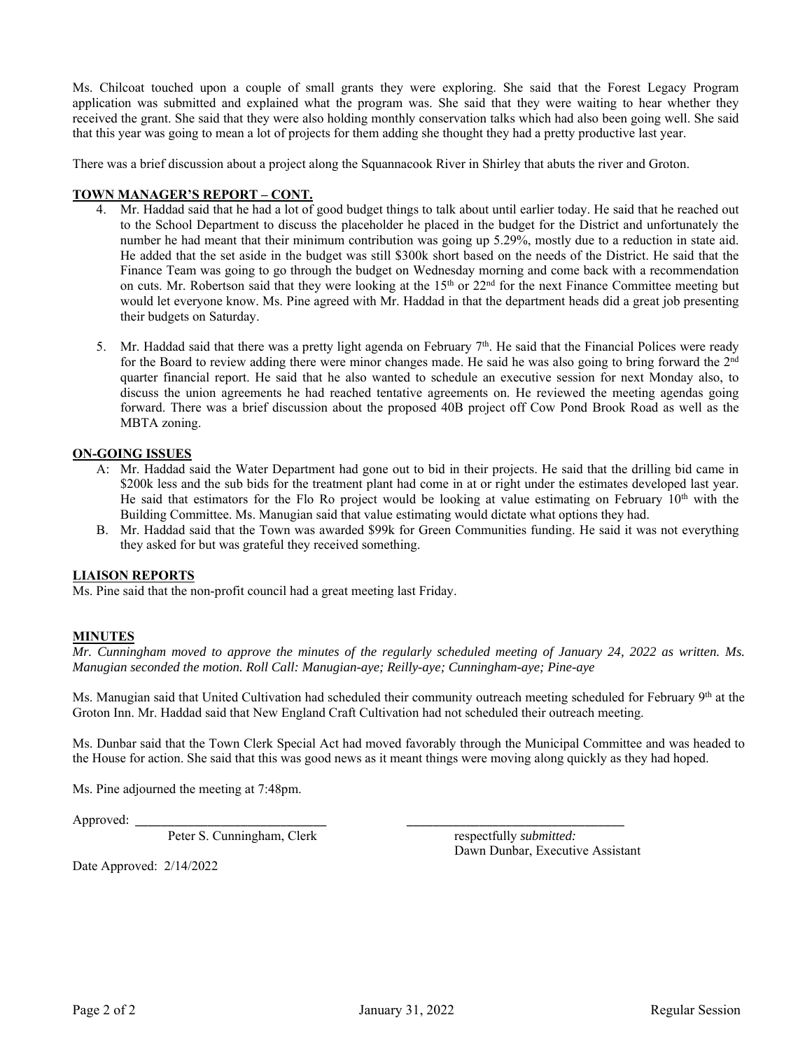Ms. Chilcoat touched upon a couple of small grants they were exploring. She said that the Forest Legacy Program application was submitted and explained what the program was. She said that they were waiting to hear whether they received the grant. She said that they were also holding monthly conservation talks which had also been going well. She said that this year was going to mean a lot of projects for them adding she thought they had a pretty productive last year.

There was a brief discussion about a project along the Squannacook River in Shirley that abuts the river and Groton.

## TOWN MANAGER'S REPORT – CONT.

4. Mr. Haddad said that he had a lot of good budget things to talk about until earlier today. He said that he reached out to the School Department to discuss the placeholder he placed in the budget for the District and unfortunately the number he had meant that their minimum contribution was going up 5.29%, mostly due to a reduction in state aid. He added that the set aside in the budget was still \$300k short based on the needs of the District. He said that the Finance Team was going to go through the budget on Wednesday morning and come back with a recommendation on cuts. Mr. Robertson said that they were looking at the 15th or 22nd for the next Finance Committee meeting but would let everyone know. Ms. Pine agreed with Mr. Haddad in that the department heads did a great job presenting their budgets on Saturday.

5. Mr. Haddad said that there was a pretty light agenda on February 7th. He said that the Financial Polices were ready for the Board to review adding there were minor changes made. He said he was also going to bring forward the 2nd quarter financial report. He said that he also wanted to schedule an executive session for next Monday also, to discuss the union agreements he had reached tentative agreements on. He reviewed the meeting agendas going forward. There was a brief discussion about the proposed 40B project off Cow Pond Brook Road as well as the MBTA zoning.

## ON-GOING ISSUES

A: Mr. Haddad said the Water Department had gone out to bid in their projects. He said that the drilling bid came in \$200k less and the sub bids for the treatment plant had come in at or right under the estimates developed last year. He said that estimators for the Flo Ro project would be looking at value estimating on February 10th with the Building Committee. Ms. Manugian said that value estimating would dictate what options they had.

B. Mr. Haddad said that the Town was awarded \$99k for Green Communities funding. He said it was not everything they asked for but was grateful they received something.

## LIAISON REPORTS

Ms. Pine said that the non-profit council had a great meeting last Friday.

## MINUTES

*Mr. Cunningham moved to approve the minutes of the regularly scheduled meeting of January 24, 2022 as written. Ms. Manugian seconded the motion. Roll Call: Manugian-aye; Reilly-aye; Cunningham-aye; Pine-aye*

Ms. Manugian said that United Cultivation had scheduled their community outreach meeting scheduled for February 9th at the Groton Inn. Mr. Haddad said that New England Craft Cultivation had not scheduled their outreach meeting.

Ms. Dunbar said that the Town Clerk Special Act had moved favorably through the Municipal Committee and was headed to the House for action. She said that this was good news as it meant things were moving along quickly as they had hoped.

Ms. Pine adjourned the meeting at 7:48pm.

Approved: ______________________________

Peter S. Cunningham, Clerk

______________________________

respectfully *submitted:*
Dawn Dunbar, Executive Assistant

Date Approved: 2/14/2022